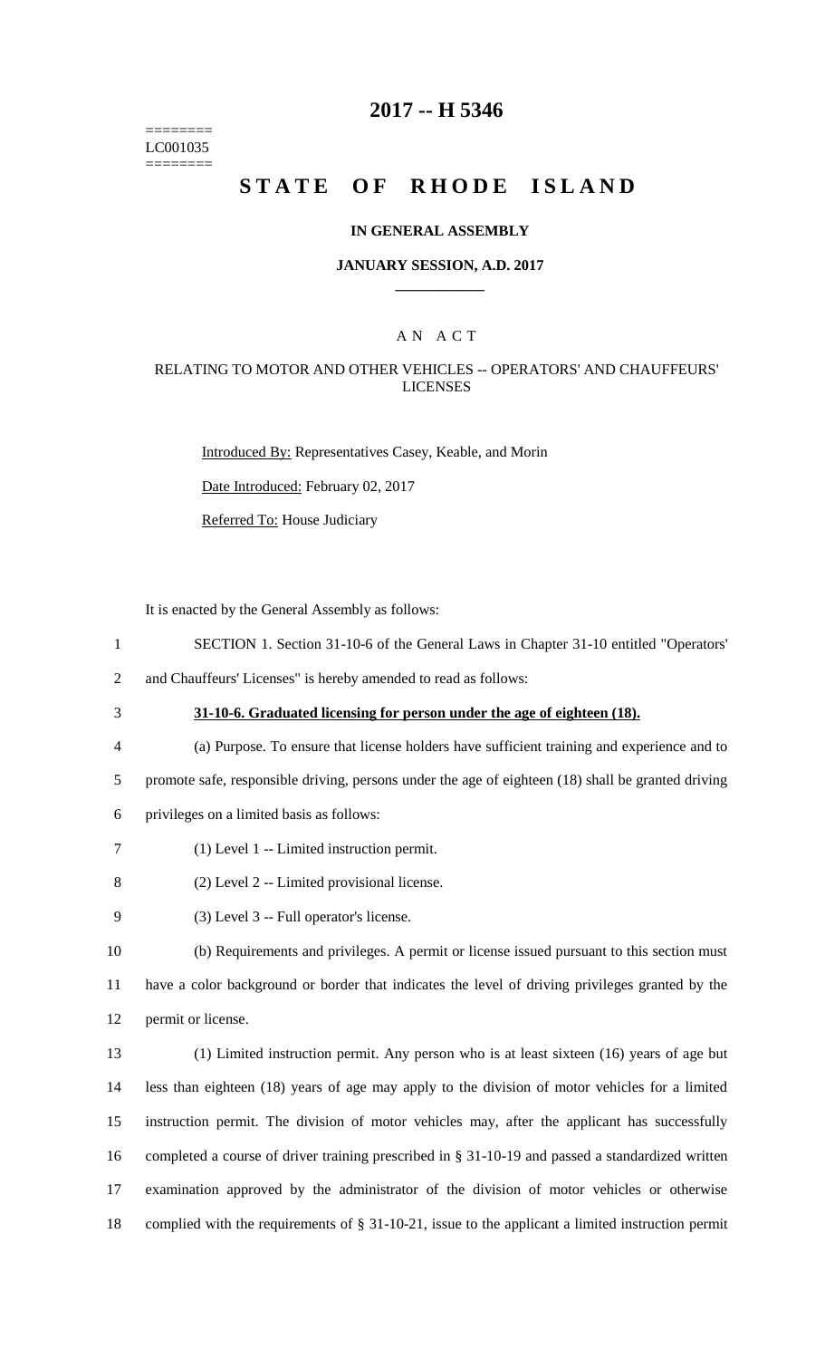========
LC001035
========

# 2017 -- H 5346

# STATE OF RHODE ISLAND

### IN GENERAL ASSEMBLY

### JANUARY SESSION, A.D. 2017

## A N A C T

### RELATING TO MOTOR AND OTHER VEHICLES -- OPERATORS' AND CHAUFFEURS' LICENSES

Introduced By: Representatives Casey, Keable, and Morin

Date Introduced: February 02, 2017

Referred To: House Judiciary

It is enacted by the General Assembly as follows:

1 SECTION 1. Section 31-10-6 of the General Laws in Chapter 31-10 entitled "Operators'
2 and Chauffeurs' Licenses" is hereby amended to read as follows:

3 **31-10-6. Graduated licensing for person under the age of eighteen (18).**

4 (a) Purpose. To ensure that license holders have sufficient training and experience and to
5 promote safe, responsible driving, persons under the age of eighteen (18) shall be granted driving
6 privileges on a limited basis as follows:

7 (1) Level 1 -- Limited instruction permit.

8 (2) Level 2 -- Limited provisional license.

9 (3) Level 3 -- Full operator's license.

10 (b) Requirements and privileges. A permit or license issued pursuant to this section must
11 have a color background or border that indicates the level of driving privileges granted by the
12 permit or license.

13 (1) Limited instruction permit. Any person who is at least sixteen (16) years of age but
14 less than eighteen (18) years of age may apply to the division of motor vehicles for a limited
15 instruction permit. The division of motor vehicles may, after the applicant has successfully
16 completed a course of driver training prescribed in § 31-10-19 and passed a standardized written
17 examination approved by the administrator of the division of motor vehicles or otherwise
18 complied with the requirements of § 31-10-21, issue to the applicant a limited instruction permit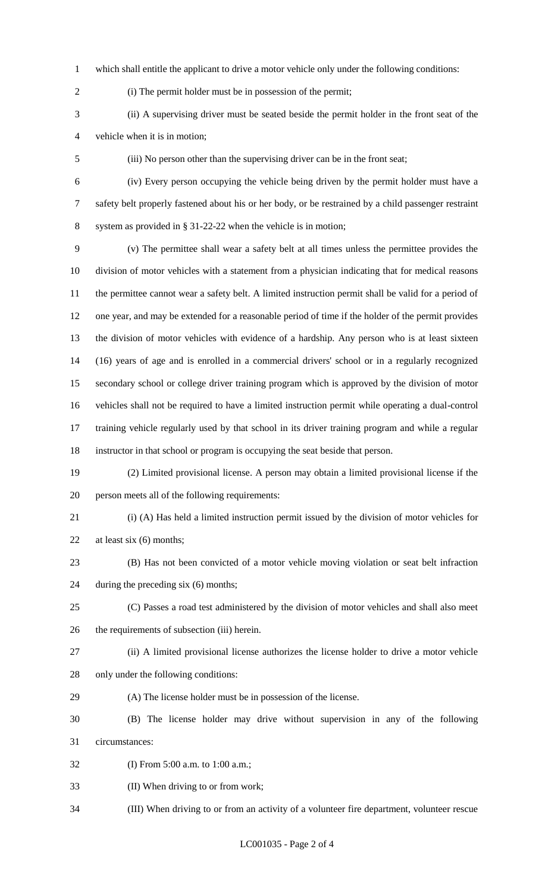which shall entitle the applicant to drive a motor vehicle only under the following conditions:

(i) The permit holder must be in possession of the permit;

(ii) A supervising driver must be seated beside the permit holder in the front seat of the vehicle when it is in motion;

(iii) No person other than the supervising driver can be in the front seat;

(iv) Every person occupying the vehicle being driven by the permit holder must have a safety belt properly fastened about his or her body, or be restrained by a child passenger restraint system as provided in § 31-22-22 when the vehicle is in motion;

(v) The permittee shall wear a safety belt at all times unless the permittee provides the division of motor vehicles with a statement from a physician indicating that for medical reasons the permittee cannot wear a safety belt. A limited instruction permit shall be valid for a period of one year, and may be extended for a reasonable period of time if the holder of the permit provides the division of motor vehicles with evidence of a hardship. Any person who is at least sixteen (16) years of age and is enrolled in a commercial drivers' school or in a regularly recognized secondary school or college driver training program which is approved by the division of motor vehicles shall not be required to have a limited instruction permit while operating a dual-control training vehicle regularly used by that school in its driver training program and while a regular instructor in that school or program is occupying the seat beside that person.

(2) Limited provisional license. A person may obtain a limited provisional license if the person meets all of the following requirements:

(i) (A) Has held a limited instruction permit issued by the division of motor vehicles for at least six (6) months;

(B) Has not been convicted of a motor vehicle moving violation or seat belt infraction during the preceding six (6) months;

(C) Passes a road test administered by the division of motor vehicles and shall also meet the requirements of subsection (iii) herein.

(ii) A limited provisional license authorizes the license holder to drive a motor vehicle only under the following conditions:

(A) The license holder must be in possession of the license.

(B) The license holder may drive without supervision in any of the following circumstances:

(I) From 5:00 a.m. to 1:00 a.m.;

(II) When driving to or from work;

(III) When driving to or from an activity of a volunteer fire department, volunteer rescue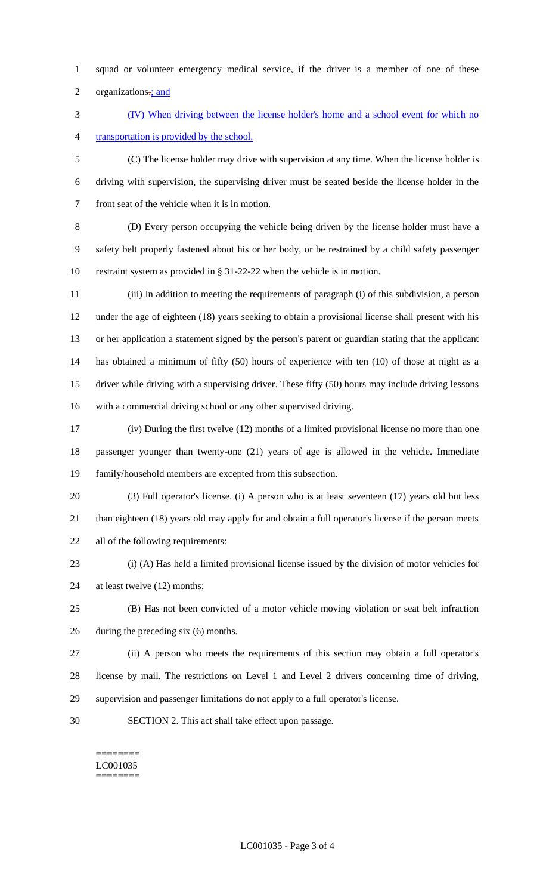squad or volunteer emergency medical service, if the driver is a member of one of these organizations.; and

(IV) When driving between the license holder's home and a school event for which no transportation is provided by the school.

(C) The license holder may drive with supervision at any time. When the license holder is driving with supervision, the supervising driver must be seated beside the license holder in the front seat of the vehicle when it is in motion.

(D) Every person occupying the vehicle being driven by the license holder must have a safety belt properly fastened about his or her body, or be restrained by a child safety passenger restraint system as provided in § 31-22-22 when the vehicle is in motion.

(iii) In addition to meeting the requirements of paragraph (i) of this subdivision, a person under the age of eighteen (18) years seeking to obtain a provisional license shall present with his or her application a statement signed by the person's parent or guardian stating that the applicant has obtained a minimum of fifty (50) hours of experience with ten (10) of those at night as a driver while driving with a supervising driver. These fifty (50) hours may include driving lessons with a commercial driving school or any other supervised driving.

(iv) During the first twelve (12) months of a limited provisional license no more than one passenger younger than twenty-one (21) years of age is allowed in the vehicle. Immediate family/household members are excepted from this subsection.

(3) Full operator's license. (i) A person who is at least seventeen (17) years old but less than eighteen (18) years old may apply for and obtain a full operator's license if the person meets all of the following requirements:

(i) (A) Has held a limited provisional license issued by the division of motor vehicles for at least twelve (12) months;

(B) Has not been convicted of a motor vehicle moving violation or seat belt infraction during the preceding six (6) months.

(ii) A person who meets the requirements of this section may obtain a full operator's license by mail. The restrictions on Level 1 and Level 2 drivers concerning time of driving, supervision and passenger limitations do not apply to a full operator's license.

SECTION 2. This act shall take effect upon passage.

========
LC001035
========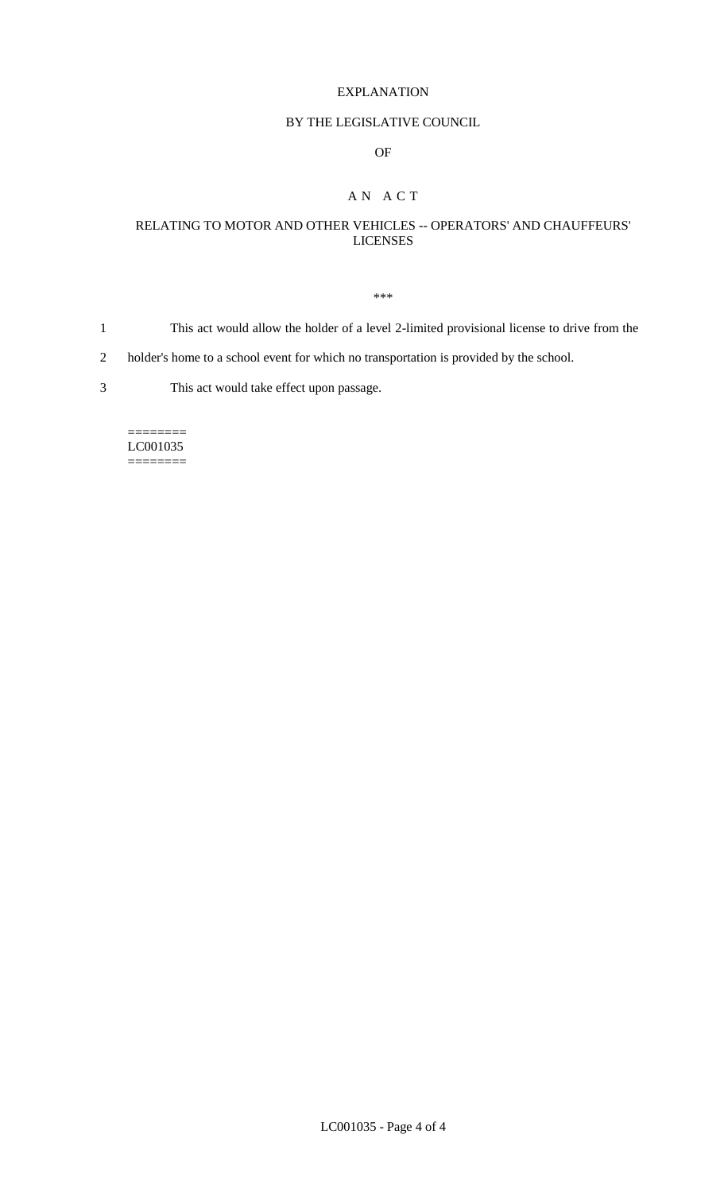EXPLANATION

BY THE LEGISLATIVE COUNCIL

OF

A N A C T

RELATING TO MOTOR AND OTHER VEHICLES -- OPERATORS' AND CHAUFFEURS' LICENSES

\*\*\*

1 This act would allow the holder of a level 2-limited provisional license to drive from the

2 holder's home to a school event for which no transportation is provided by the school.

3 This act would take effect upon passage.

========
LC001035
========